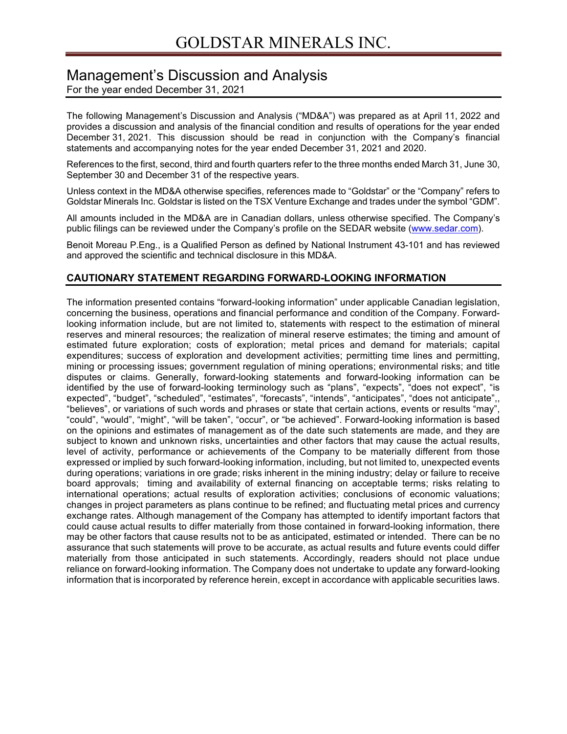# GOLDSTAR MINERALS INC.

## Management's Discussion and Analysis

For the year ended December 31, 2021

The following Management's Discussion and Analysis ("MD&A") was prepared as at April 11, 2022 and provides a discussion and analysis of the financial condition and results of operations for the year ended December 31, 2021. This discussion should be read in conjunction with the Company's financial statements and accompanying notes for the year ended December 31, 2021 and 2020.

References to the first, second, third and fourth quarters refer to the three months ended March 31, June 30, September 30 and December 31 of the respective years.

Unless context in the MD&A otherwise specifies, references made to "Goldstar" or the "Company" refers to Goldstar Minerals Inc. Goldstar is listed on the TSX Venture Exchange and trades under the symbol "GDM".

All amounts included in the MD&A are in Canadian dollars, unless otherwise specified. The Company's public filings can be reviewed under the Company's profile on the SEDAR website (www.sedar.com).

Benoit Moreau P.Eng., is a Qualified Person as defined by National Instrument 43-101 and has reviewed and approved the scientific and technical disclosure in this MD&A.

## CAUTIONARY STATEMENT REGARDING FORWARD-LOOKING INFORMATION

The information presented contains "forward-looking information" under applicable Canadian legislation, concerning the business, operations and financial performance and condition of the Company. Forward-looking information include, but are not limited to, statements with respect to the estimation of mineral reserves and mineral resources; the realization of mineral reserve estimates; the timing and amount of estimated future exploration; costs of exploration; metal prices and demand for materials; capital expenditures; success of exploration and development activities; permitting time lines and permitting, mining or processing issues; government regulation of mining operations; environmental risks; and title disputes or claims. Generally, forward-looking statements and forward-looking information can be identified by the use of forward-looking terminology such as "plans", "expects", "does not expect", "is expected", "budget", "scheduled", "estimates", "forecasts", "intends", "anticipates", "does not anticipate",, "believes", or variations of such words and phrases or state that certain actions, events or results "may", "could", "would", "might", "will be taken", "occur", or "be achieved". Forward-looking information is based on the opinions and estimates of management as of the date such statements are made, and they are subject to known and unknown risks, uncertainties and other factors that may cause the actual results, level of activity, performance or achievements of the Company to be materially different from those expressed or implied by such forward-looking information, including, but not limited to, unexpected events during operations; variations in ore grade; risks inherent in the mining industry; delay or failure to receive board approvals; timing and availability of external financing on acceptable terms; risks relating to international operations; actual results of exploration activities; conclusions of economic valuations; changes in project parameters as plans continue to be refined; and fluctuating metal prices and currency exchange rates. Although management of the Company has attempted to identify important factors that could cause actual results to differ materially from those contained in forward-looking information, there may be other factors that cause results not to be as anticipated, estimated or intended. There can be no assurance that such statements will prove to be accurate, as actual results and future events could differ materially from those anticipated in such statements. Accordingly, readers should not place undue reliance on forward-looking information. The Company does not undertake to update any forward-looking information that is incorporated by reference herein, except in accordance with applicable securities laws.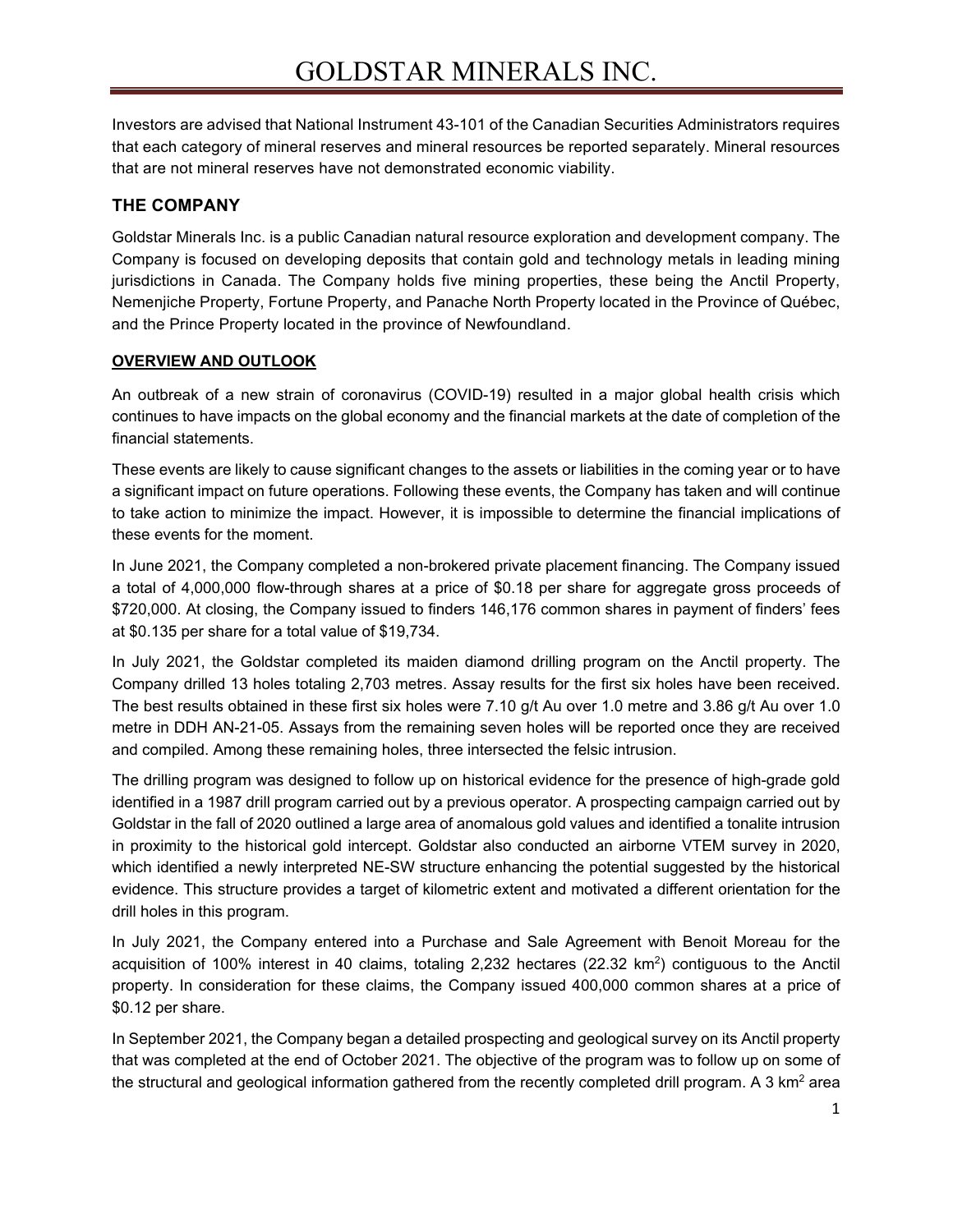Investors are advised that National Instrument 43-101 of the Canadian Securities Administrators requires that each category of mineral reserves and mineral resources be reported separately. Mineral resources that are not mineral reserves have not demonstrated economic viability.

## THE COMPANY

Goldstar Minerals Inc. is a public Canadian natural resource exploration and development company. The Company is focused on developing deposits that contain gold and technology metals in leading mining jurisdictions in Canada. The Company holds five mining properties, these being the Anctil Property, Nemenjiche Property, Fortune Property, and Panache North Property located in the Province of Québec, and the Prince Property located in the province of Newfoundland.

### OVERVIEW AND OUTLOOK

An outbreak of a new strain of coronavirus (COVID-19) resulted in a major global health crisis which continues to have impacts on the global economy and the financial markets at the date of completion of the financial statements.

These events are likely to cause significant changes to the assets or liabilities in the coming year or to have a significant impact on future operations. Following these events, the Company has taken and will continue to take action to minimize the impact. However, it is impossible to determine the financial implications of these events for the moment.

In June 2021, the Company completed a non-brokered private placement financing. The Company issued a total of 4,000,000 flow-through shares at a price of $0.18 per share for aggregate gross proceeds of $720,000. At closing, the Company issued to finders 146,176 common shares in payment of finders' fees at $0.135 per share for a total value of $19,734.

In July 2021, the Goldstar completed its maiden diamond drilling program on the Anctil property. The Company drilled 13 holes totaling 2,703 metres. Assay results for the first six holes have been received. The best results obtained in these first six holes were 7.10 g/t Au over 1.0 metre and 3.86 g/t Au over 1.0 metre in DDH AN-21-05. Assays from the remaining seven holes will be reported once they are received and compiled. Among these remaining holes, three intersected the felsic intrusion.

The drilling program was designed to follow up on historical evidence for the presence of high-grade gold identified in a 1987 drill program carried out by a previous operator. A prospecting campaign carried out by Goldstar in the fall of 2020 outlined a large area of anomalous gold values and identified a tonalite intrusion in proximity to the historical gold intercept. Goldstar also conducted an airborne VTEM survey in 2020, which identified a newly interpreted NE-SW structure enhancing the potential suggested by the historical evidence. This structure provides a target of kilometric extent and motivated a different orientation for the drill holes in this program.

In July 2021, the Company entered into a Purchase and Sale Agreement with Benoit Moreau for the acquisition of 100% interest in 40 claims, totaling 2,232 hectares (22.32 km$^2$) contiguous to the Anctil property. In consideration for these claims, the Company issued 400,000 common shares at a price of $0.12 per share.

In September 2021, the Company began a detailed prospecting and geological survey on its Anctil property that was completed at the end of October 2021. The objective of the program was to follow up on some of the structural and geological information gathered from the recently completed drill program. A 3 km$^2$ area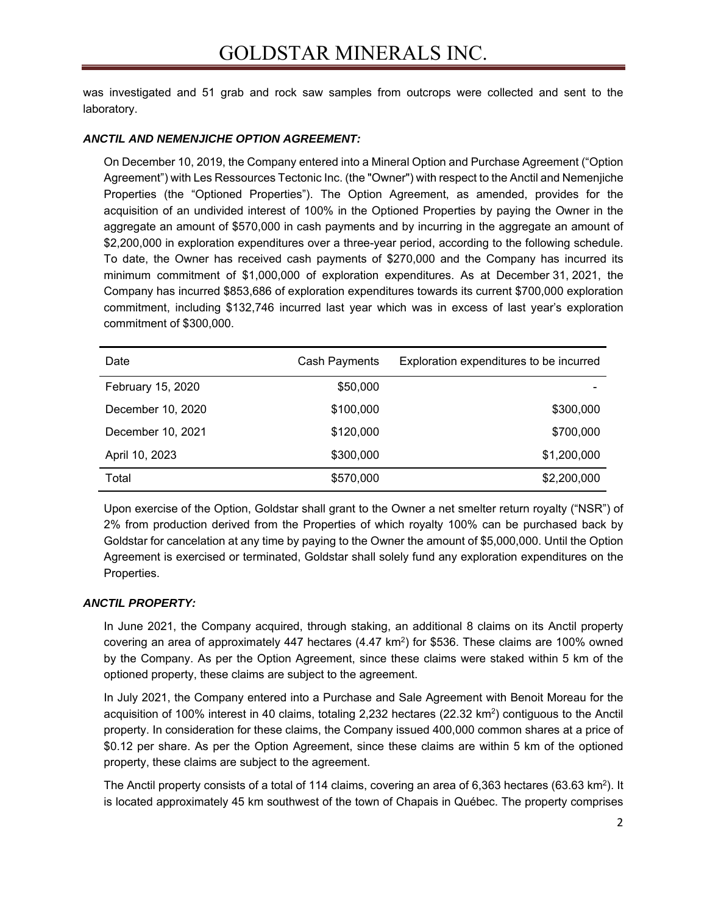was investigated and 51 grab and rock saw samples from outcrops were collected and sent to the laboratory.

***ANCTIL AND NEMENJICHE OPTION AGREEMENT:***

On December 10, 2019, the Company entered into a Mineral Option and Purchase Agreement ("Option Agreement") with Les Ressources Tectonic Inc. (the "Owner") with respect to the Anctil and Nemenjiche Properties (the "Optioned Properties"). The Option Agreement, as amended, provides for the acquisition of an undivided interest of 100% in the Optioned Properties by paying the Owner in the aggregate an amount of $570,000 in cash payments and by incurring in the aggregate an amount of $2,200,000 in exploration expenditures over a three-year period, according to the following schedule. To date, the Owner has received cash payments of $270,000 and the Company has incurred its minimum commitment of $1,000,000 of exploration expenditures. As at December 31, 2021, the Company has incurred $853,686 of exploration expenditures towards its current $700,000 exploration commitment, including $132,746 incurred last year which was in excess of last year's exploration commitment of $300,000.

| Date | Cash Payments | Exploration expenditures to be incurred |
|---|---:|---:|
| February 15, 2020 | $50,000 | - |
| December 10, 2020 | $100,000 | $300,000 |
| December 10, 2021 | $120,000 | $700,000 |
| April 10, 2023 | $300,000 | $1,200,000 |
| Total | $570,000 | $2,200,000 |

Upon exercise of the Option, Goldstar shall grant to the Owner a net smelter return royalty ("NSR") of 2% from production derived from the Properties of which royalty 100% can be purchased back by Goldstar for cancelation at any time by paying to the Owner the amount of $5,000,000. Until the Option Agreement is exercised or terminated, Goldstar shall solely fund any exploration expenditures on the Properties.

***ANCTIL PROPERTY:***

In June 2021, the Company acquired, through staking, an additional 8 claims on its Anctil property covering an area of approximately 447 hectares (4.47 km$^2$) for $536. These claims are 100% owned by the Company. As per the Option Agreement, since these claims were staked within 5 km of the optioned property, these claims are subject to the agreement.

In July 2021, the Company entered into a Purchase and Sale Agreement with Benoit Moreau for the acquisition of 100% interest in 40 claims, totaling 2,232 hectares (22.32 km$^2$) contiguous to the Anctil property. In consideration for these claims, the Company issued 400,000 common shares at a price of $0.12 per share. As per the Option Agreement, since these claims are within 5 km of the optioned property, these claims are subject to the agreement.

The Anctil property consists of a total of 114 claims, covering an area of 6,363 hectares (63.63 km$^2$). It is located approximately 45 km southwest of the town of Chapais in Québec. The property comprises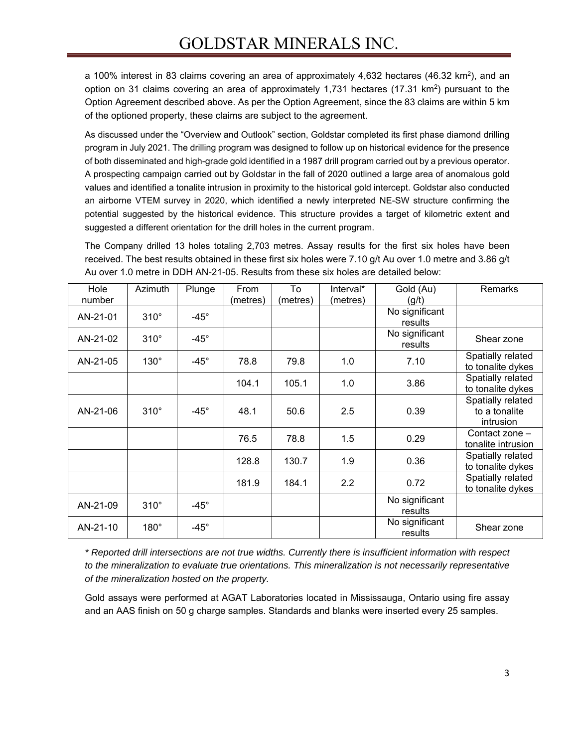a 100% interest in 83 claims covering an area of approximately 4,632 hectares (46.32 $km^2$), and an option on 31 claims covering an area of approximately 1,731 hectares (17.31 $km^2$) pursuant to the Option Agreement described above. As per the Option Agreement, since the 83 claims are within 5 km of the optioned property, these claims are subject to the agreement.

As discussed under the "Overview and Outlook" section, Goldstar completed its first phase diamond drilling program in July 2021. The drilling program was designed to follow up on historical evidence for the presence of both disseminated and high-grade gold identified in a 1987 drill program carried out by a previous operator. A prospecting campaign carried out by Goldstar in the fall of 2020 outlined a large area of anomalous gold values and identified a tonalite intrusion in proximity to the historical gold intercept. Goldstar also conducted an airborne VTEM survey in 2020, which identified a newly interpreted NE-SW structure confirming the potential suggested by the historical evidence. This structure provides a target of kilometric extent and suggested a different orientation for the drill holes in the current program.

The Company drilled 13 holes totaling 2,703 metres. Assay results for the first six holes have been received. The best results obtained in these first six holes were 7.10 g/t Au over 1.0 metre and 3.86 g/t Au over 1.0 metre in DDH AN-21-05. Results from these six holes are detailed below:

| Hole number | Azimuth | Plunge | From (metres) | To (metres) | Interval* (metres) | Gold (Au) (g/t) | Remarks |
|---|---|---|---|---|---|---|---|
| AN-21-01 | 310° | -45° | | | | No significant results | |
| AN-21-02 | 310° | -45° | | | | No significant results | Shear zone |
| AN-21-05 | 130° | -45° | 78.8 | 79.8 | 1.0 | 7.10 | Spatially related to tonalite dykes |
| | | | 104.1 | 105.1 | 1.0 | 3.86 | Spatially related to tonalite dykes |
| AN-21-06 | 310° | -45° | 48.1 | 50.6 | 2.5 | 0.39 | Spatially related to a tonalite intrusion |
| | | | 76.5 | 78.8 | 1.5 | 0.29 | Contact zone – tonalite intrusion |
| | | | 128.8 | 130.7 | 1.9 | 0.36 | Spatially related to tonalite dykes |
| | | | 181.9 | 184.1 | 2.2 | 0.72 | Spatially related to tonalite dykes |
| AN-21-09 | 310° | -45° | | | | No significant results | |
| AN-21-10 | 180° | -45° | | | | No significant results | Shear zone |

*\* Reported drill intersections are not true widths. Currently there is insufficient information with respect to the mineralization to evaluate true orientations. This mineralization is not necessarily representative of the mineralization hosted on the property.*

Gold assays were performed at AGAT Laboratories located in Mississauga, Ontario using fire assay and an AAS finish on 50 g charge samples. Standards and blanks were inserted every 25 samples.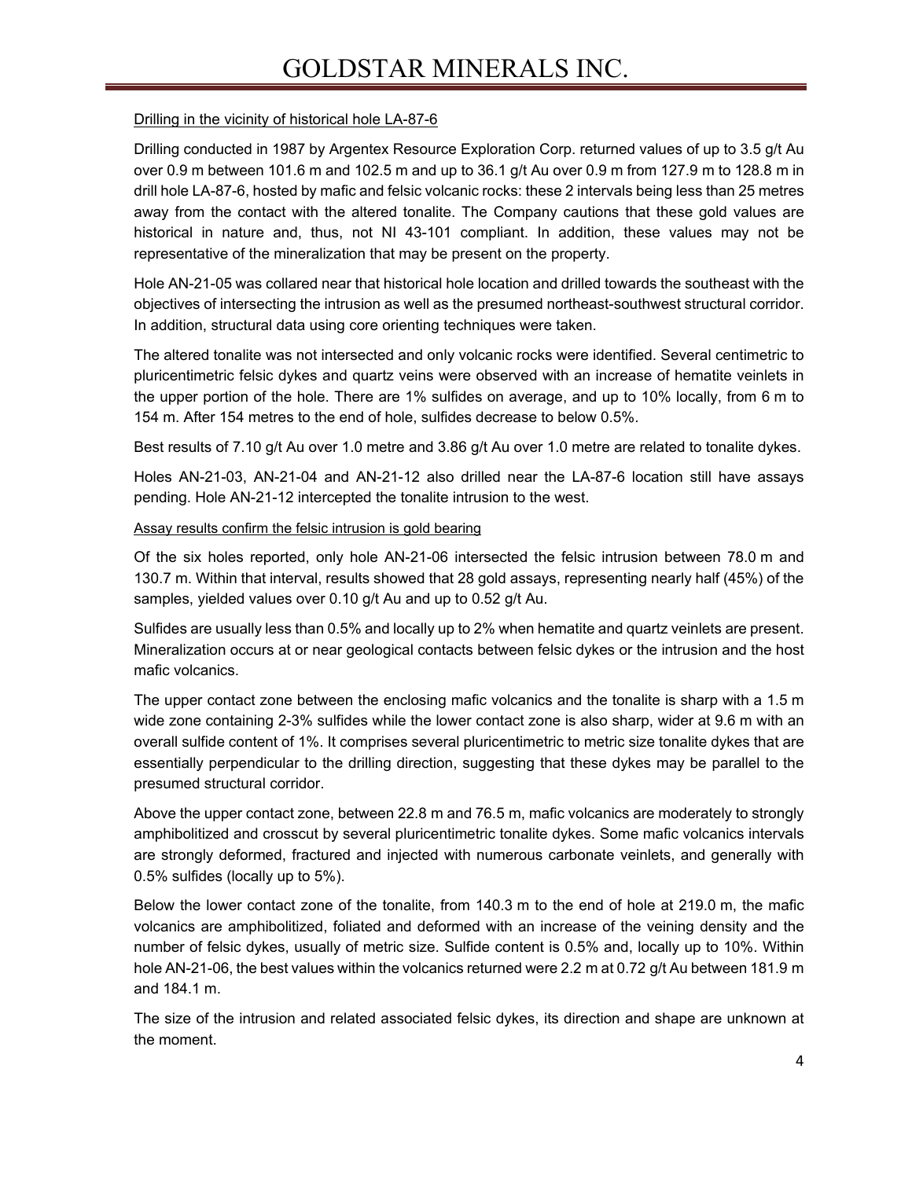Drilling in the vicinity of historical hole LA-87-6

Drilling conducted in 1987 by Argentex Resource Exploration Corp. returned values of up to 3.5 g/t Au over 0.9 m between 101.6 m and 102.5 m and up to 36.1 g/t Au over 0.9 m from 127.9 m to 128.8 m in drill hole LA-87-6, hosted by mafic and felsic volcanic rocks: these 2 intervals being less than 25 metres away from the contact with the altered tonalite. The Company cautions that these gold values are historical in nature and, thus, not NI 43-101 compliant. In addition, these values may not be representative of the mineralization that may be present on the property.

Hole AN-21-05 was collared near that historical hole location and drilled towards the southeast with the objectives of intersecting the intrusion as well as the presumed northeast-southwest structural corridor. In addition, structural data using core orienting techniques were taken.

The altered tonalite was not intersected and only volcanic rocks were identified. Several centimetric to pluricentimetric felsic dykes and quartz veins were observed with an increase of hematite veinlets in the upper portion of the hole. There are 1% sulfides on average, and up to 10% locally, from 6 m to 154 m. After 154 metres to the end of hole, sulfides decrease to below 0.5%.

Best results of 7.10 g/t Au over 1.0 metre and 3.86 g/t Au over 1.0 metre are related to tonalite dykes.

Holes AN-21-03, AN-21-04 and AN-21-12 also drilled near the LA-87-6 location still have assays pending. Hole AN-21-12 intercepted the tonalite intrusion to the west.

Assay results confirm the felsic intrusion is gold bearing

Of the six holes reported, only hole AN-21-06 intersected the felsic intrusion between 78.0 m and 130.7 m. Within that interval, results showed that 28 gold assays, representing nearly half (45%) of the samples, yielded values over 0.10 g/t Au and up to 0.52 g/t Au.

Sulfides are usually less than 0.5% and locally up to 2% when hematite and quartz veinlets are present. Mineralization occurs at or near geological contacts between felsic dykes or the intrusion and the host mafic volcanics.

The upper contact zone between the enclosing mafic volcanics and the tonalite is sharp with a 1.5 m wide zone containing 2-3% sulfides while the lower contact zone is also sharp, wider at 9.6 m with an overall sulfide content of 1%. It comprises several pluricentimetric to metric size tonalite dykes that are essentially perpendicular to the drilling direction, suggesting that these dykes may be parallel to the presumed structural corridor.

Above the upper contact zone, between 22.8 m and 76.5 m, mafic volcanics are moderately to strongly amphibolitized and crosscut by several pluricentimetric tonalite dykes. Some mafic volcanics intervals are strongly deformed, fractured and injected with numerous carbonate veinlets, and generally with 0.5% sulfides (locally up to 5%).

Below the lower contact zone of the tonalite, from 140.3 m to the end of hole at 219.0 m, the mafic volcanics are amphibolitized, foliated and deformed with an increase of the veining density and the number of felsic dykes, usually of metric size. Sulfide content is 0.5% and, locally up to 10%. Within hole AN-21-06, the best values within the volcanics returned were 2.2 m at 0.72 g/t Au between 181.9 m and 184.1 m.

The size of the intrusion and related associated felsic dykes, its direction and shape are unknown at the moment.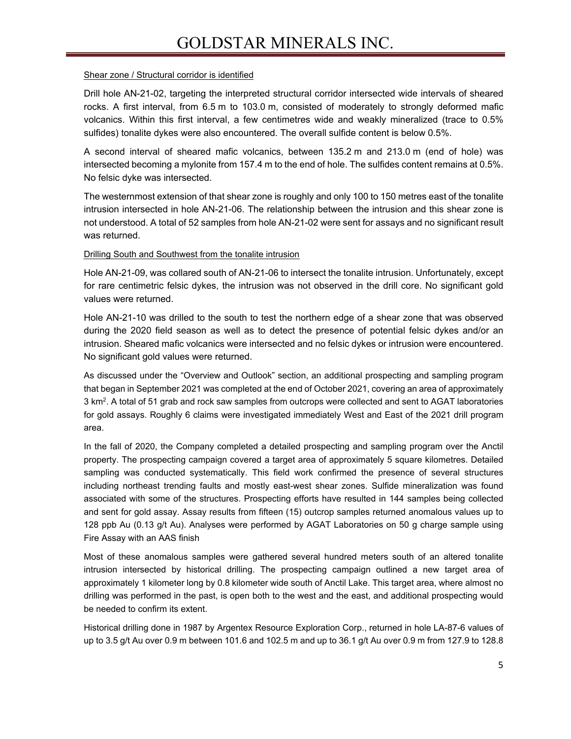Shear zone / Structural corridor is identified

Drill hole AN-21-02, targeting the interpreted structural corridor intersected wide intervals of sheared rocks. A first interval, from 6.5 m to 103.0 m, consisted of moderately to strongly deformed mafic volcanics. Within this first interval, a few centimetres wide and weakly mineralized (trace to 0.5% sulfides) tonalite dykes were also encountered. The overall sulfide content is below 0.5%.

A second interval of sheared mafic volcanics, between 135.2 m and 213.0 m (end of hole) was intersected becoming a mylonite from 157.4 m to the end of hole. The sulfides content remains at 0.5%. No felsic dyke was intersected.

The westernmost extension of that shear zone is roughly and only 100 to 150 metres east of the tonalite intrusion intersected in hole AN-21-06. The relationship between the intrusion and this shear zone is not understood. A total of 52 samples from hole AN-21-02 were sent for assays and no significant result was returned.

Drilling South and Southwest from the tonalite intrusion

Hole AN-21-09, was collared south of AN-21-06 to intersect the tonalite intrusion. Unfortunately, except for rare centimetric felsic dykes, the intrusion was not observed in the drill core. No significant gold values were returned.

Hole AN-21-10 was drilled to the south to test the northern edge of a shear zone that was observed during the 2020 field season as well as to detect the presence of potential felsic dykes and/or an intrusion. Sheared mafic volcanics were intersected and no felsic dykes or intrusion were encountered. No significant gold values were returned.

As discussed under the "Overview and Outlook" section, an additional prospecting and sampling program that began in September 2021 was completed at the end of October 2021, covering an area of approximately 3 km$^2$. A total of 51 grab and rock saw samples from outcrops were collected and sent to AGAT laboratories for gold assays. Roughly 6 claims were investigated immediately West and East of the 2021 drill program area.

In the fall of 2020, the Company completed a detailed prospecting and sampling program over the Anctil property. The prospecting campaign covered a target area of approximately 5 square kilometres. Detailed sampling was conducted systematically. This field work confirmed the presence of several structures including northeast trending faults and mostly east-west shear zones. Sulfide mineralization was found associated with some of the structures. Prospecting efforts have resulted in 144 samples being collected and sent for gold assay. Assay results from fifteen (15) outcrop samples returned anomalous values up to 128 ppb Au (0.13 g/t Au). Analyses were performed by AGAT Laboratories on 50 g charge sample using Fire Assay with an AAS finish

Most of these anomalous samples were gathered several hundred meters south of an altered tonalite intrusion intersected by historical drilling. The prospecting campaign outlined a new target area of approximately 1 kilometer long by 0.8 kilometer wide south of Anctil Lake. This target area, where almost no drilling was performed in the past, is open both to the west and the east, and additional prospecting would be needed to confirm its extent.

Historical drilling done in 1987 by Argentex Resource Exploration Corp., returned in hole LA-87-6 values of up to 3.5 g/t Au over 0.9 m between 101.6 and 102.5 m and up to 36.1 g/t Au over 0.9 m from 127.9 to 128.8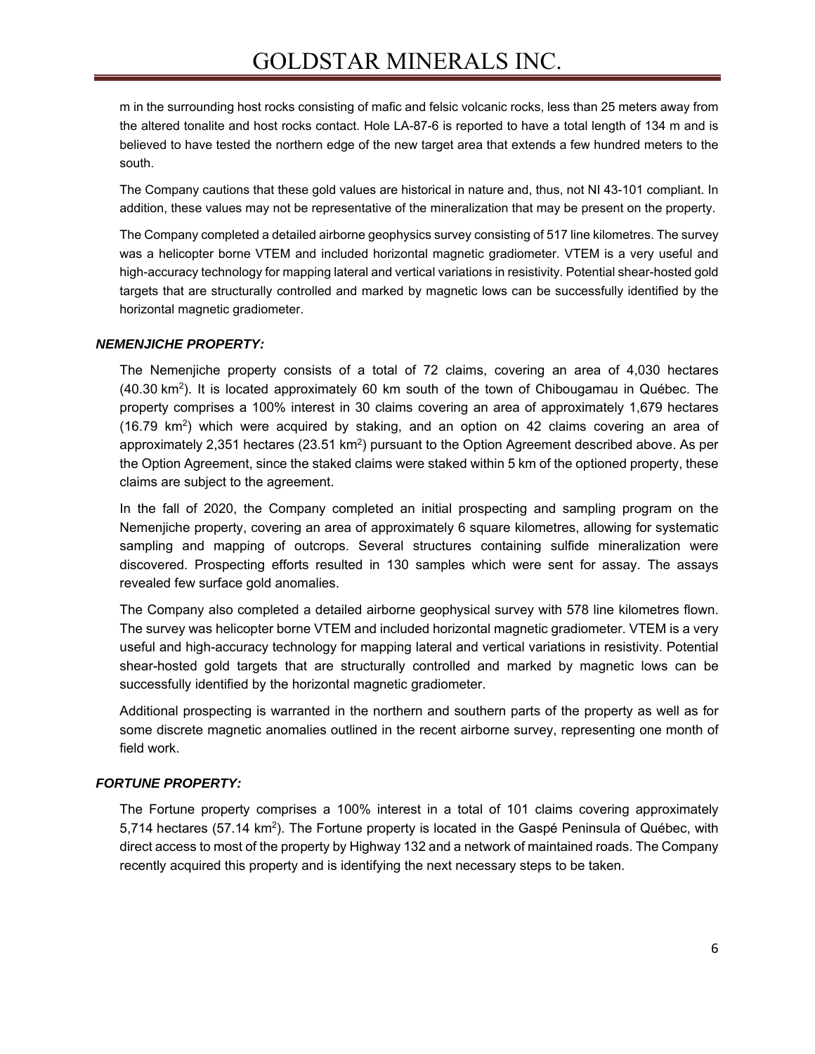m in the surrounding host rocks consisting of mafic and felsic volcanic rocks, less than 25 meters away from the altered tonalite and host rocks contact. Hole LA-87-6 is reported to have a total length of 134 m and is believed to have tested the northern edge of the new target area that extends a few hundred meters to the south.

The Company cautions that these gold values are historical in nature and, thus, not NI 43-101 compliant. In addition, these values may not be representative of the mineralization that may be present on the property.

The Company completed a detailed airborne geophysics survey consisting of 517 line kilometres. The survey was a helicopter borne VTEM and included horizontal magnetic gradiometer. VTEM is a very useful and high-accuracy technology for mapping lateral and vertical variations in resistivity. Potential shear-hosted gold targets that are structurally controlled and marked by magnetic lows can be successfully identified by the horizontal magnetic gradiometer.

### *NEMENJICHE PROPERTY:*

The Nemenjiche property consists of a total of 72 claims, covering an area of 4,030 hectares (40.30 $km^2$). It is located approximately 60 km south of the town of Chibougamau in Québec. The property comprises a 100% interest in 30 claims covering an area of approximately 1,679 hectares (16.79 $km^2$) which were acquired by staking, and an option on 42 claims covering an area of approximately 2,351 hectares (23.51 $km^2$) pursuant to the Option Agreement described above. As per the Option Agreement, since the staked claims were staked within 5 km of the optioned property, these claims are subject to the agreement.

In the fall of 2020, the Company completed an initial prospecting and sampling program on the Nemenjiche property, covering an area of approximately 6 square kilometres, allowing for systematic sampling and mapping of outcrops. Several structures containing sulfide mineralization were discovered. Prospecting efforts resulted in 130 samples which were sent for assay. The assays revealed few surface gold anomalies.

The Company also completed a detailed airborne geophysical survey with 578 line kilometres flown. The survey was helicopter borne VTEM and included horizontal magnetic gradiometer. VTEM is a very useful and high-accuracy technology for mapping lateral and vertical variations in resistivity. Potential shear-hosted gold targets that are structurally controlled and marked by magnetic lows can be successfully identified by the horizontal magnetic gradiometer.

Additional prospecting is warranted in the northern and southern parts of the property as well as for some discrete magnetic anomalies outlined in the recent airborne survey, representing one month of field work.

### *FORTUNE PROPERTY:*

The Fortune property comprises a 100% interest in a total of 101 claims covering approximately 5,714 hectares (57.14 $km^2$). The Fortune property is located in the Gaspé Peninsula of Québec, with direct access to most of the property by Highway 132 and a network of maintained roads. The Company recently acquired this property and is identifying the next necessary steps to be taken.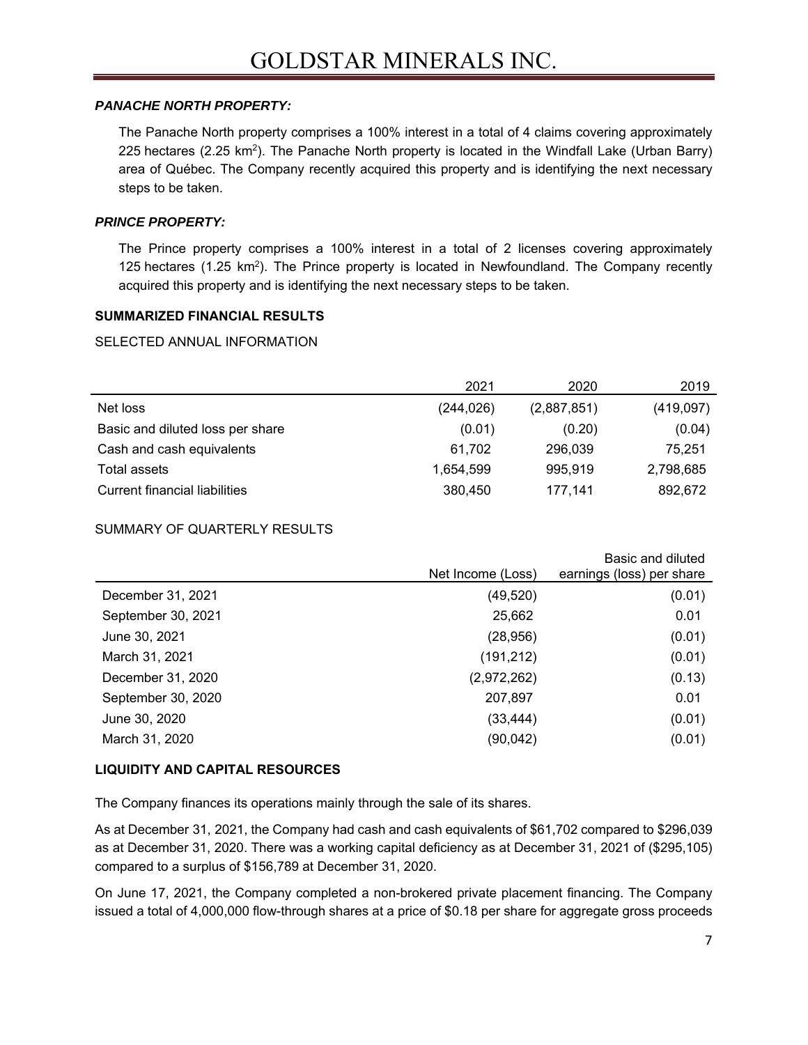### *PANACHE NORTH PROPERTY:*

The Panache North property comprises a 100% interest in a total of 4 claims covering approximately 225 hectares (2.25 $km^2$). The Panache North property is located in the Windfall Lake (Urban Barry) area of Québec. The Company recently acquired this property and is identifying the next necessary steps to be taken.

### *PRINCE PROPERTY:*

The Prince property comprises a 100% interest in a total of 2 licenses covering approximately 125 hectares (1.25 $km^2$). The Prince property is located in Newfoundland. The Company recently acquired this property and is identifying the next necessary steps to be taken.

## SUMMARIZED FINANCIAL RESULTS

SELECTED ANNUAL INFORMATION

| | 2021 | 2020 | 2019 |
|---|---|---|---|
| Net loss | (244,026) | (2,887,851) | (419,097) |
| Basic and diluted loss per share | (0.01) | (0.20) | (0.04) |
| Cash and cash equivalents | 61,702 | 296,039 | 75,251 |
| Total assets | 1,654,599 | 995,919 | 2,798,685 |
| Current financial liabilities | 380,450 | 177,141 | 892,672 |

SUMMARY OF QUARTERLY RESULTS

| | Net Income (Loss) | Basic and diluted earnings (loss) per share |
|---|---|---|
| December 31, 2021 | (49,520) | (0.01) |
| September 30, 2021 | 25,662 | 0.01 |
| June 30, 2021 | (28,956) | (0.01) |
| March 31, 2021 | (191,212) | (0.01) |
| December 31, 2020 | (2,972,262) | (0.13) |
| September 30, 2020 | 207,897 | 0.01 |
| June 30, 2020 | (33,444) | (0.01) |
| March 31, 2020 | (90,042) | (0.01) |

## LIQUIDITY AND CAPITAL RESOURCES

The Company finances its operations mainly through the sale of its shares.

As at December 31, 2021, the Company had cash and cash equivalents of $61,702 compared to $296,039 as at December 31, 2020. There was a working capital deficiency as at December 31, 2021 of ($295,105) compared to a surplus of $156,789 at December 31, 2020.

On June 17, 2021, the Company completed a non-brokered private placement financing. The Company issued a total of 4,000,000 flow-through shares at a price of $0.18 per share for aggregate gross proceeds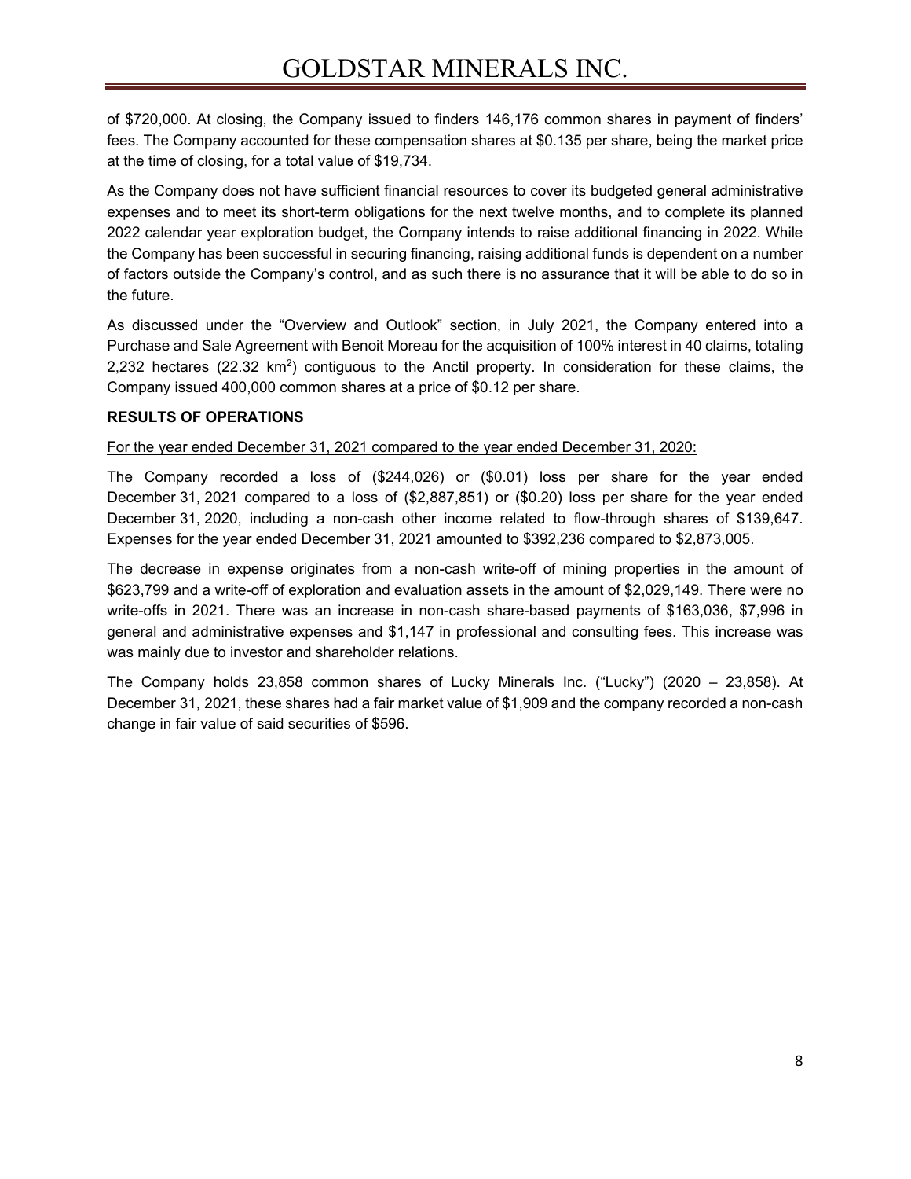of $720,000. At closing, the Company issued to finders 146,176 common shares in payment of finders' fees. The Company accounted for these compensation shares at $0.135 per share, being the market price at the time of closing, for a total value of $19,734.

As the Company does not have sufficient financial resources to cover its budgeted general administrative expenses and to meet its short-term obligations for the next twelve months, and to complete its planned 2022 calendar year exploration budget, the Company intends to raise additional financing in 2022. While the Company has been successful in securing financing, raising additional funds is dependent on a number of factors outside the Company's control, and as such there is no assurance that it will be able to do so in the future.

As discussed under the "Overview and Outlook" section, in July 2021, the Company entered into a Purchase and Sale Agreement with Benoit Moreau for the acquisition of 100% interest in 40 claims, totaling 2,232 hectares (22.32 $km^2$) contiguous to the Anctil property. In consideration for these claims, the Company issued 400,000 common shares at a price of $0.12 per share.

**RESULTS OF OPERATIONS**

For the year ended December 31, 2021 compared to the year ended December 31, 2020:

The Company recorded a loss of ($244,026) or ($0.01) loss per share for the year ended December 31, 2021 compared to a loss of ($2,887,851) or ($0.20) loss per share for the year ended December 31, 2020, including a non-cash other income related to flow-through shares of $139,647. Expenses for the year ended December 31, 2021 amounted to $392,236 compared to $2,873,005.

The decrease in expense originates from a non-cash write-off of mining properties in the amount of $623,799 and a write-off of exploration and evaluation assets in the amount of $2,029,149. There were no write-offs in 2021. There was an increase in non-cash share-based payments of $163,036, $7,996 in general and administrative expenses and $1,147 in professional and consulting fees. This increase was was mainly due to investor and shareholder relations.

The Company holds 23,858 common shares of Lucky Minerals Inc. ("Lucky") (2020 – 23,858). At December 31, 2021, these shares had a fair market value of $1,909 and the company recorded a non-cash change in fair value of said securities of $596.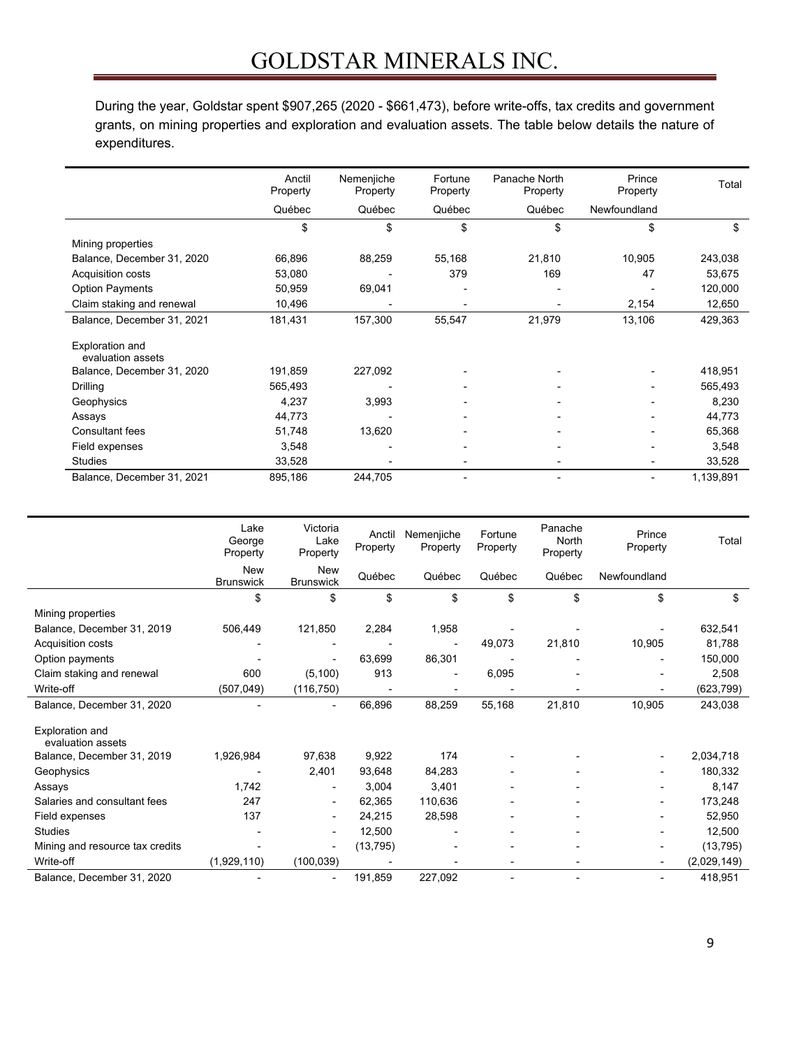During the year, Goldstar spent $907,265 (2020 - $661,473), before write-offs, tax credits and government grants, on mining properties and exploration and evaluation assets. The table below details the nature of expenditures.

| | Anctil Property | Nemenjiche Property | Fortune Property | Panache North Property | Prince Property | Total |
|---|---|---|---|---|---|---|
| | Québec | Québec | Québec | Québec | Newfoundland | |
| | $ | $ | $ | $ | $ | $ |
| Mining properties | | | | | | |
| Balance, December 31, 2020 | 66,896 | 88,259 | 55,168 | 21,810 | 10,905 | 243,038 |
| Acquisition costs | 53,080 | - | 379 | 169 | 47 | 53,675 |
| Option Payments | 50,959 | 69,041 | - | - | - | 120,000 |
| Claim staking and renewal | 10,496 | - | - | - | 2,154 | 12,650 |
| Balance, December 31, 2021 | 181,431 | 157,300 | 55,547 | 21,979 | 13,106 | 429,363 |
| Exploration and evaluation assets | | | | | | |
| Balance, December 31, 2020 | 191,859 | 227,092 | - | - | - | 418,951 |
| Drilling | 565,493 | - | - | - | - | 565,493 |
| Geophysics | 4,237 | 3,993 | - | - | - | 8,230 |
| Assays | 44,773 | - | - | - | - | 44,773 |
| Consultant fees | 51,748 | 13,620 | - | - | - | 65,368 |
| Field expenses | 3,548 | - | - | - | - | 3,548 |
| Studies | 33,528 | - | - | - | - | 33,528 |
| Balance, December 31, 2021 | 895,186 | 244,705 | - | - | - | 1,139,891 |

| | Lake George Property | Victoria Lake Property | Anctil Property | Nemenjiche Property | Fortune Property | Panache North Property | Prince Property | Total |
|---|---|---|---|---|---|---|---|---|
| | New Brunswick | New Brunswick | Québec | Québec | Québec | Québec | Newfoundland | |
| | $ | $ | $ | $ | $ | $ | $ | $ |
| Mining properties | | | | | | | | |
| Balance, December 31, 2019 | 506,449 | 121,850 | 2,284 | 1,958 | - | - | - | 632,541 |
| Acquisition costs | - | - | - | - | 49,073 | 21,810 | 10,905 | 81,788 |
| Option payments | - | - | 63,699 | 86,301 | - | - | - | 150,000 |
| Claim staking and renewal | 600 | (5,100) | 913 | - | 6,095 | - | - | 2,508 |
| Write-off | (507,049) | (116,750) | - | - | - | - | - | (623,799) |
| Balance, December 31, 2020 | - | - | 66,896 | 88,259 | 55,168 | 21,810 | 10,905 | 243,038 |
| Exploration and evaluation assets | | | | | | | | |
| Balance, December 31, 2019 | 1,926,984 | 97,638 | 9,922 | 174 | - | - | - | 2,034,718 |
| Geophysics | - | 2,401 | 93,648 | 84,283 | - | - | - | 180,332 |
| Assays | 1,742 | - | 3,004 | 3,401 | - | - | - | 8,147 |
| Salaries and consultant fees | 247 | - | 62,365 | 110,636 | - | - | - | 173,248 |
| Field expenses | 137 | - | 24,215 | 28,598 | - | - | - | 52,950 |
| Studies | - | - | 12,500 | - | - | - | - | 12,500 |
| Mining and resource tax credits | - | - | (13,795) | - | - | - | - | (13,795) |
| Write-off | (1,929,110) | (100,039) | - | - | - | - | - | (2,029,149) |
| Balance, December 31, 2020 | - | - | 191,859 | 227,092 | - | - | - | 418,951 |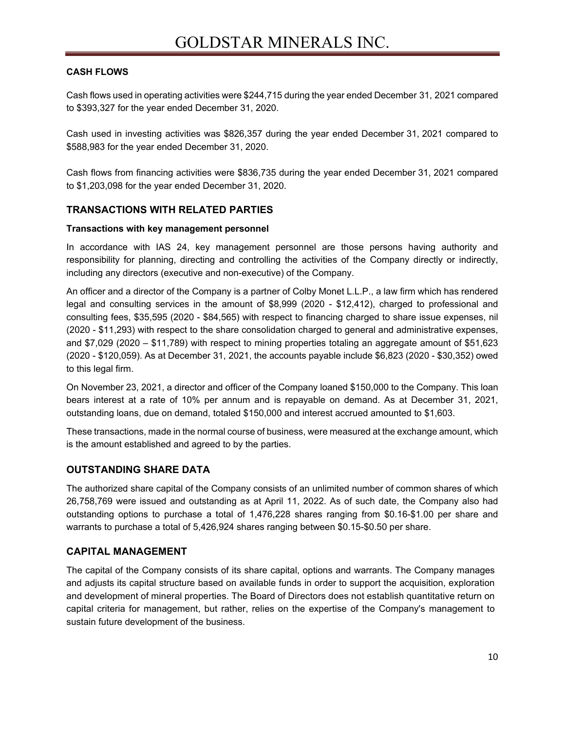**CASH FLOWS**

Cash flows used in operating activities were $244,715 during the year ended December 31, 2021 compared to $393,327 for the year ended December 31, 2020.

Cash used in investing activities was $826,357 during the year ended December 31, 2021 compared to $588,983 for the year ended December 31, 2020.

Cash flows from financing activities were $836,735 during the year ended December 31, 2021 compared to $1,203,098 for the year ended December 31, 2020.

## TRANSACTIONS WITH RELATED PARTIES

**Transactions with key management personnel**

In accordance with IAS 24, key management personnel are those persons having authority and responsibility for planning, directing and controlling the activities of the Company directly or indirectly, including any directors (executive and non-executive) of the Company.

An officer and a director of the Company is a partner of Colby Monet L.L.P., a law firm which has rendered legal and consulting services in the amount of $8,999 (2020 - $12,412), charged to professional and consulting fees, $35,595 (2020 - $84,565) with respect to financing charged to share issue expenses, nil (2020 - $11,293) with respect to the share consolidation charged to general and administrative expenses, and $7,029 (2020 – $11,789) with respect to mining properties totaling an aggregate amount of $51,623 (2020 - $120,059). As at December 31, 2021, the accounts payable include $6,823 (2020 - $30,352) owed to this legal firm.

On November 23, 2021, a director and officer of the Company loaned $150,000 to the Company. This loan bears interest at a rate of 10% per annum and is repayable on demand. As at December 31, 2021, outstanding loans, due on demand, totaled $150,000 and interest accrued amounted to $1,603.

These transactions, made in the normal course of business, were measured at the exchange amount, which is the amount established and agreed to by the parties.

## OUTSTANDING SHARE DATA

The authorized share capital of the Company consists of an unlimited number of common shares of which 26,758,769 were issued and outstanding as at April 11, 2022. As of such date, the Company also had outstanding options to purchase a total of 1,476,228 shares ranging from $0.16-$1.00 per share and warrants to purchase a total of 5,426,924 shares ranging between $0.15-$0.50 per share.

## CAPITAL MANAGEMENT

The capital of the Company consists of its share capital, options and warrants. The Company manages and adjusts its capital structure based on available funds in order to support the acquisition, exploration and development of mineral properties. The Board of Directors does not establish quantitative return on capital criteria for management, but rather, relies on the expertise of the Company's management to sustain future development of the business.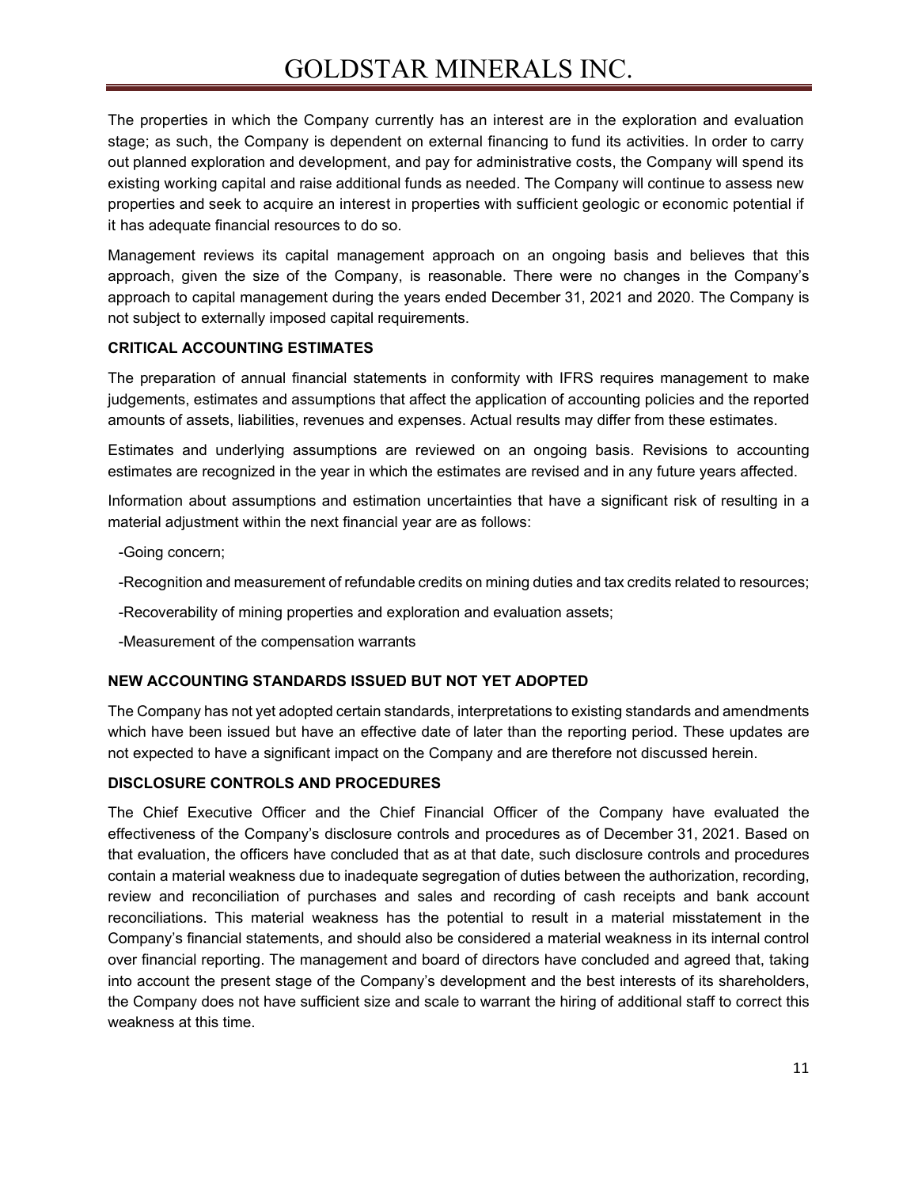The properties in which the Company currently has an interest are in the exploration and evaluation stage; as such, the Company is dependent on external financing to fund its activities. In order to carry out planned exploration and development, and pay for administrative costs, the Company will spend its existing working capital and raise additional funds as needed. The Company will continue to assess new properties and seek to acquire an interest in properties with sufficient geologic or economic potential if it has adequate financial resources to do so.

Management reviews its capital management approach on an ongoing basis and believes that this approach, given the size of the Company, is reasonable. There were no changes in the Company's approach to capital management during the years ended December 31, 2021 and 2020. The Company is not subject to externally imposed capital requirements.

## CRITICAL ACCOUNTING ESTIMATES

The preparation of annual financial statements in conformity with IFRS requires management to make judgements, estimates and assumptions that affect the application of accounting policies and the reported amounts of assets, liabilities, revenues and expenses. Actual results may differ from these estimates.

Estimates and underlying assumptions are reviewed on an ongoing basis. Revisions to accounting estimates are recognized in the year in which the estimates are revised and in any future years affected.

Information about assumptions and estimation uncertainties that have a significant risk of resulting in a material adjustment within the next financial year are as follows:

- Going concern;
- Recognition and measurement of refundable credits on mining duties and tax credits related to resources;
- Recoverability of mining properties and exploration and evaluation assets;
- Measurement of the compensation warrants

## NEW ACCOUNTING STANDARDS ISSUED BUT NOT YET ADOPTED

The Company has not yet adopted certain standards, interpretations to existing standards and amendments which have been issued but have an effective date of later than the reporting period. These updates are not expected to have a significant impact on the Company and are therefore not discussed herein.

## DISCLOSURE CONTROLS AND PROCEDURES

The Chief Executive Officer and the Chief Financial Officer of the Company have evaluated the effectiveness of the Company's disclosure controls and procedures as of December 31, 2021. Based on that evaluation, the officers have concluded that as at that date, such disclosure controls and procedures contain a material weakness due to inadequate segregation of duties between the authorization, recording, review and reconciliation of purchases and sales and recording of cash receipts and bank account reconciliations. This material weakness has the potential to result in a material misstatement in the Company's financial statements, and should also be considered a material weakness in its internal control over financial reporting. The management and board of directors have concluded and agreed that, taking into account the present stage of the Company's development and the best interests of its shareholders, the Company does not have sufficient size and scale to warrant the hiring of additional staff to correct this weakness at this time.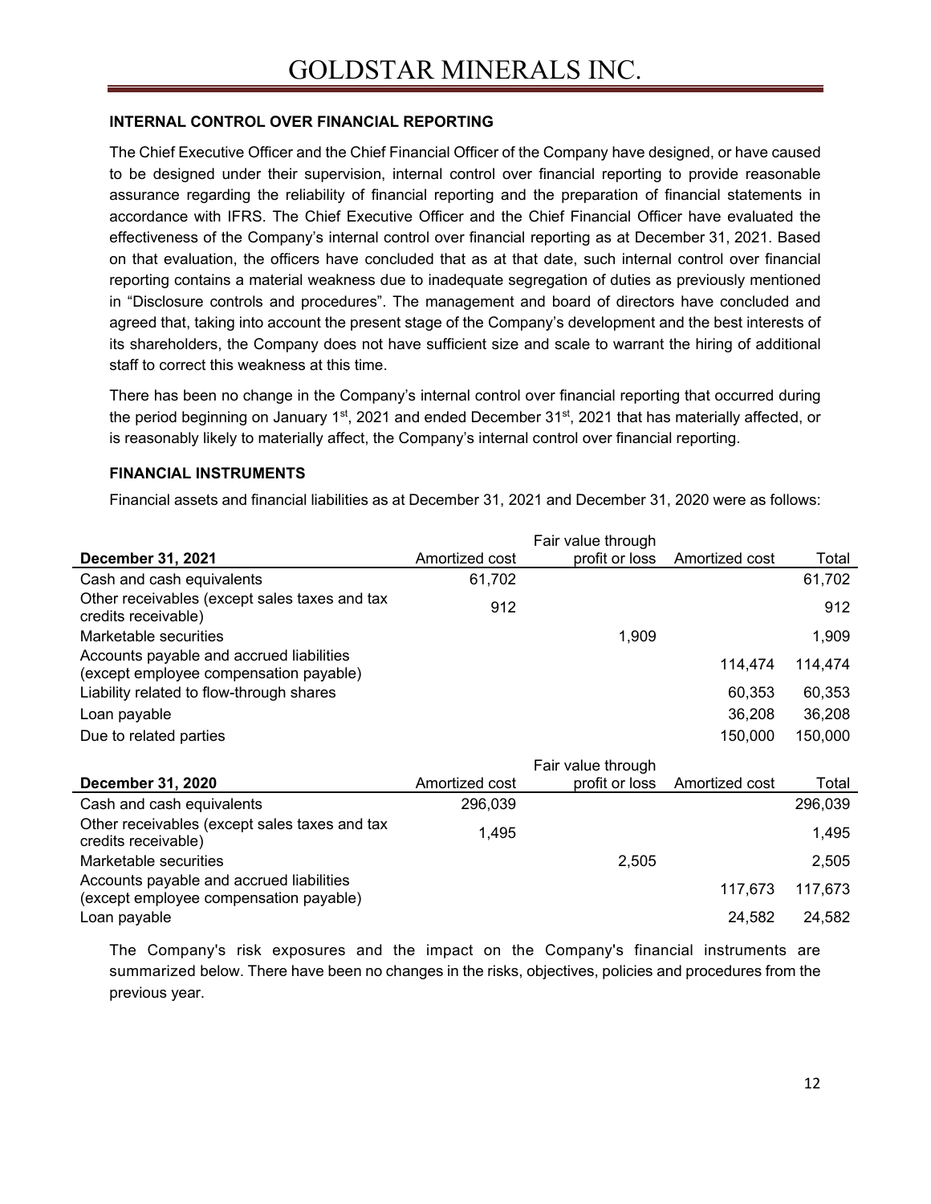### INTERNAL CONTROL OVER FINANCIAL REPORTING

The Chief Executive Officer and the Chief Financial Officer of the Company have designed, or have caused to be designed under their supervision, internal control over financial reporting to provide reasonable assurance regarding the reliability of financial reporting and the preparation of financial statements in accordance with IFRS. The Chief Executive Officer and the Chief Financial Officer have evaluated the effectiveness of the Company's internal control over financial reporting as at December 31, 2021. Based on that evaluation, the officers have concluded that as at that date, such internal control over financial reporting contains a material weakness due to inadequate segregation of duties as previously mentioned in "Disclosure controls and procedures". The management and board of directors have concluded and agreed that, taking into account the present stage of the Company's development and the best interests of its shareholders, the Company does not have sufficient size and scale to warrant the hiring of additional staff to correct this weakness at this time.

There has been no change in the Company's internal control over financial reporting that occurred during the period beginning on January 1st, 2021 and ended December 31st, 2021 that has materially affected, or is reasonably likely to materially affect, the Company's internal control over financial reporting.

### FINANCIAL INSTRUMENTS

Financial assets and financial liabilities as at December 31, 2021 and December 31, 2020 were as follows:

| December 31, 2021 | Amortized cost | Fair value through profit or loss | Amortized cost | Total |
|---|---|---|---|---|
| Cash and cash equivalents | 61,702 | | | 61,702 |
| Other receivables (except sales taxes and tax credits receivable) | 912 | | | 912 |
| Marketable securities | | 1,909 | | 1,909 |
| Accounts payable and accrued liabilities (except employee compensation payable) | | | 114,474 | 114,474 |
| Liability related to flow-through shares | | | 60,353 | 60,353 |
| Loan payable | | | 36,208 | 36,208 |
| Due to related parties | | | 150,000 | 150,000 |

| December 31, 2020 | Amortized cost | Fair value through profit or loss | Amortized cost | Total |
|---|---|---|---|---|
| Cash and cash equivalents | 296,039 | | | 296,039 |
| Other receivables (except sales taxes and tax credits receivable) | 1,495 | | | 1,495 |
| Marketable securities | | 2,505 | | 2,505 |
| Accounts payable and accrued liabilities (except employee compensation payable) | | | 117,673 | 117,673 |
| Loan payable | | | 24,582 | 24,582 |

The Company's risk exposures and the impact on the Company's financial instruments are summarized below. There have been no changes in the risks, objectives, policies and procedures from the previous year.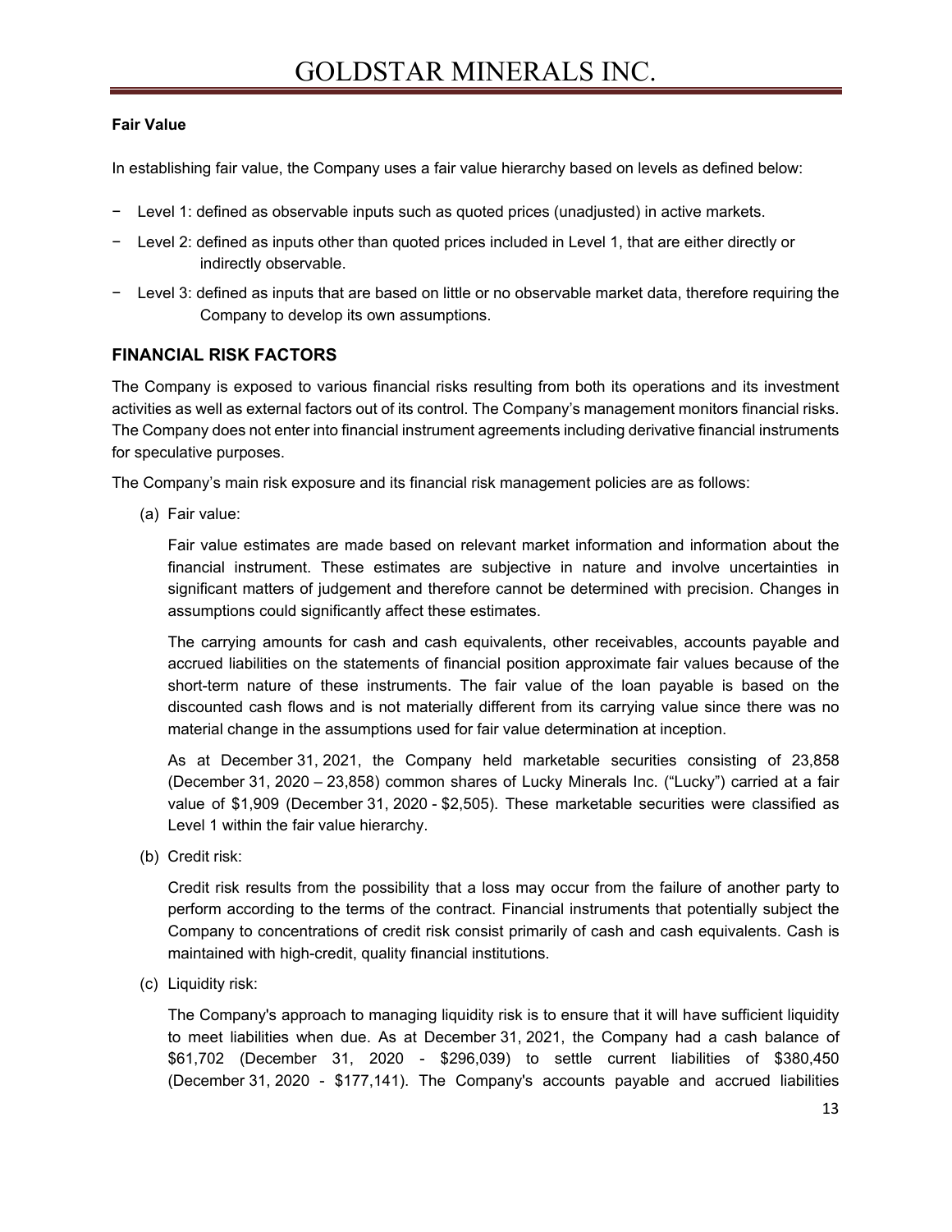**Fair Value**

In establishing fair value, the Company uses a fair value hierarchy based on levels as defined below:

- Level 1: defined as observable inputs such as quoted prices (unadjusted) in active markets.
- Level 2: defined as inputs other than quoted prices included in Level 1, that are either directly or indirectly observable.
- Level 3: defined as inputs that are based on little or no observable market data, therefore requiring the Company to develop its own assumptions.

## FINANCIAL RISK FACTORS

The Company is exposed to various financial risks resulting from both its operations and its investment activities as well as external factors out of its control. The Company's management monitors financial risks. The Company does not enter into financial instrument agreements including derivative financial instruments for speculative purposes.

The Company's main risk exposure and its financial risk management policies are as follows:

(a) Fair value:

Fair value estimates are made based on relevant market information and information about the financial instrument. These estimates are subjective in nature and involve uncertainties in significant matters of judgement and therefore cannot be determined with precision. Changes in assumptions could significantly affect these estimates.

The carrying amounts for cash and cash equivalents, other receivables, accounts payable and accrued liabilities on the statements of financial position approximate fair values because of the short-term nature of these instruments. The fair value of the loan payable is based on the discounted cash flows and is not materially different from its carrying value since there was no material change in the assumptions used for fair value determination at inception.

As at December 31, 2021, the Company held marketable securities consisting of 23,858 (December 31, 2020 – 23,858) common shares of Lucky Minerals Inc. ("Lucky") carried at a fair value of $1,909 (December 31, 2020 - $2,505). These marketable securities were classified as Level 1 within the fair value hierarchy.

(b) Credit risk:

Credit risk results from the possibility that a loss may occur from the failure of another party to perform according to the terms of the contract. Financial instruments that potentially subject the Company to concentrations of credit risk consist primarily of cash and cash equivalents. Cash is maintained with high-credit, quality financial institutions.

(c) Liquidity risk:

The Company's approach to managing liquidity risk is to ensure that it will have sufficient liquidity to meet liabilities when due. As at December 31, 2021, the Company had a cash balance of $61,702 (December 31, 2020 - $296,039) to settle current liabilities of $380,450 (December 31, 2020 - $177,141). The Company's accounts payable and accrued liabilities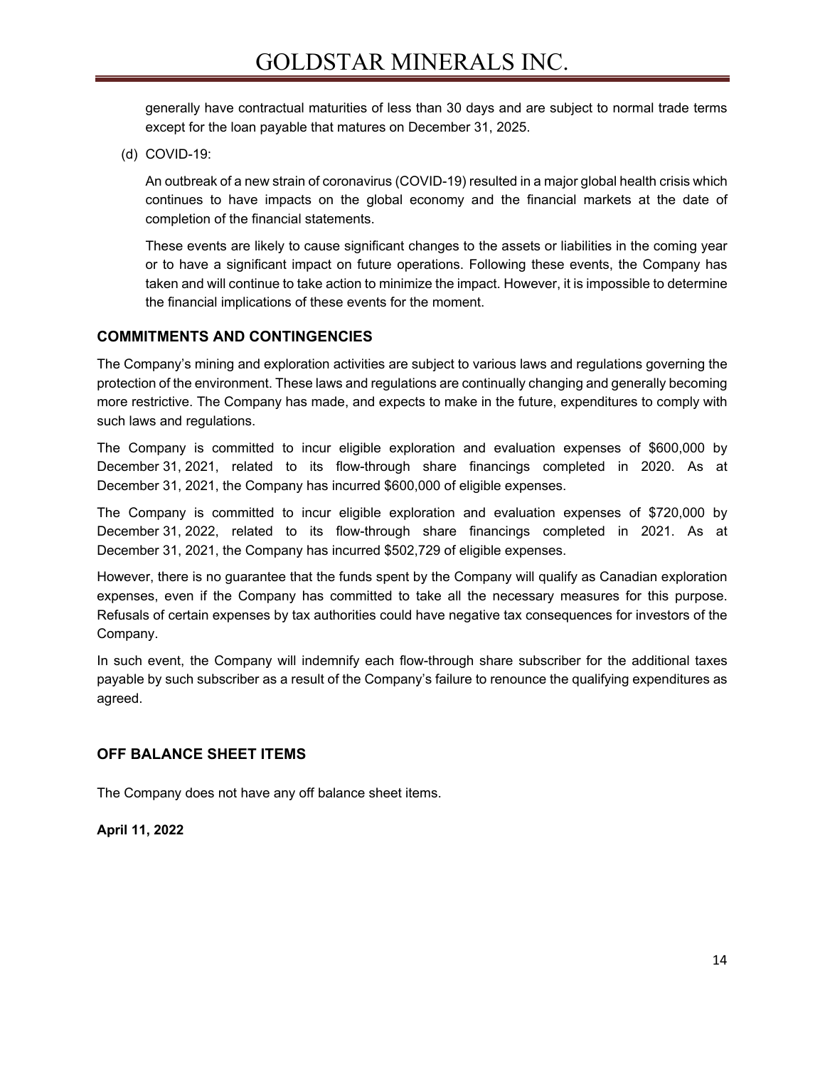generally have contractual maturities of less than 30 days and are subject to normal trade terms except for the loan payable that matures on December 31, 2025.

(d) COVID-19:

An outbreak of a new strain of coronavirus (COVID-19) resulted in a major global health crisis which continues to have impacts on the global economy and the financial markets at the date of completion of the financial statements.

These events are likely to cause significant changes to the assets or liabilities in the coming year or to have a significant impact on future operations. Following these events, the Company has taken and will continue to take action to minimize the impact. However, it is impossible to determine the financial implications of these events for the moment.

## COMMITMENTS AND CONTINGENCIES

The Company's mining and exploration activities are subject to various laws and regulations governing the protection of the environment. These laws and regulations are continually changing and generally becoming more restrictive. The Company has made, and expects to make in the future, expenditures to comply with such laws and regulations.

The Company is committed to incur eligible exploration and evaluation expenses of $600,000 by December 31, 2021, related to its flow-through share financings completed in 2020. As at December 31, 2021, the Company has incurred $600,000 of eligible expenses.

The Company is committed to incur eligible exploration and evaluation expenses of $720,000 by December 31, 2022, related to its flow-through share financings completed in 2021. As at December 31, 2021, the Company has incurred $502,729 of eligible expenses.

However, there is no guarantee that the funds spent by the Company will qualify as Canadian exploration expenses, even if the Company has committed to take all the necessary measures for this purpose. Refusals of certain expenses by tax authorities could have negative tax consequences for investors of the Company.

In such event, the Company will indemnify each flow-through share subscriber for the additional taxes payable by such subscriber as a result of the Company's failure to renounce the qualifying expenditures as agreed.

## OFF BALANCE SHEET ITEMS

The Company does not have any off balance sheet items.

**April 11, 2022**